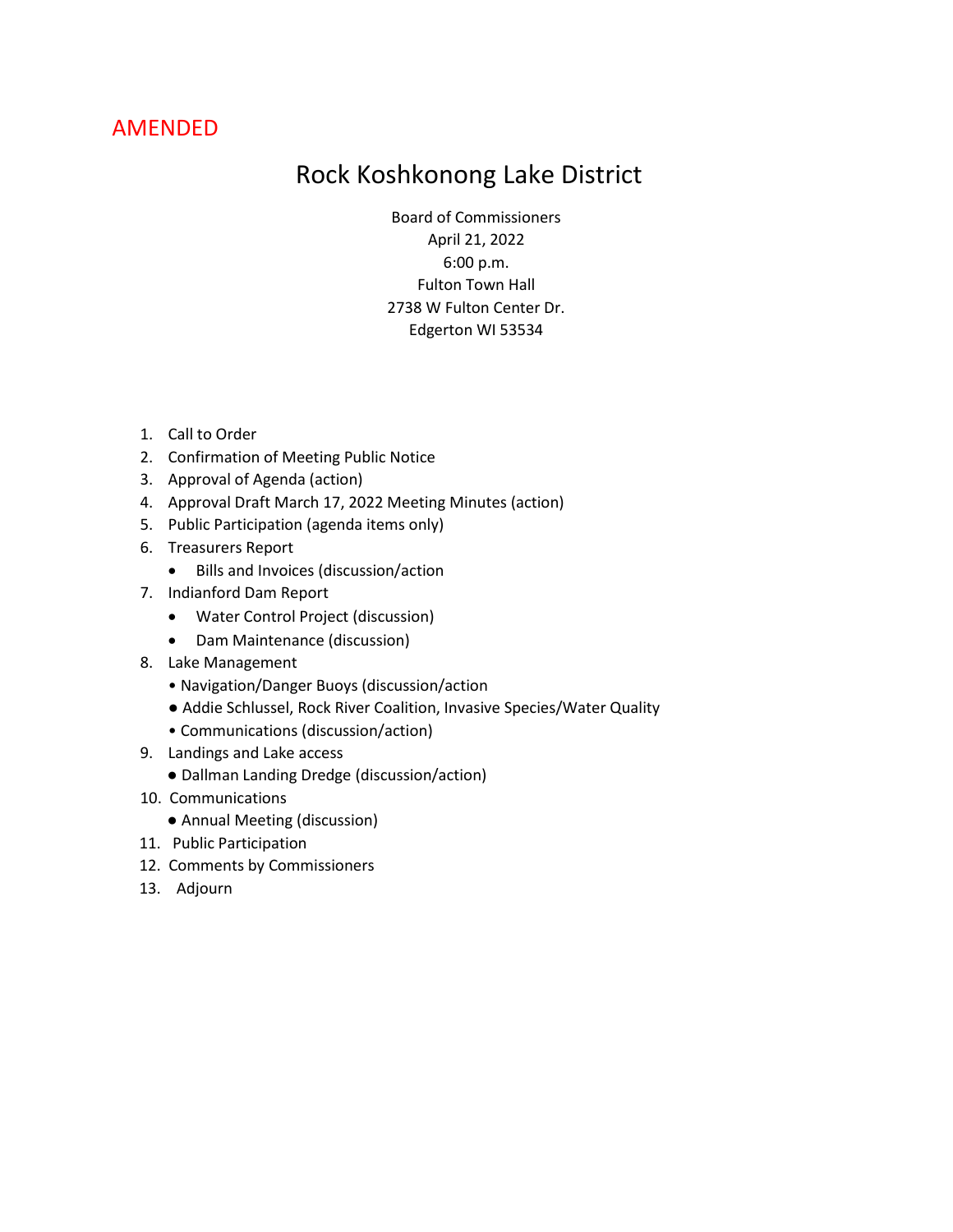AMENDED

# Rock Koshkonong Lake District

Board of Commissioners
April 21, 2022
6:00 p.m.
Fulton Town Hall
2738 W Fulton Center Dr.
Edgerton WI 53534

1. Call to Order
2. Confirmation of Meeting Public Notice
3. Approval of Agenda (action)
4. Approval Draft March 17, 2022 Meeting Minutes (action)
5. Public Participation (agenda items only)
6. Treasurers Report
   - Bills and Invoices (discussion/action
7. Indianford Dam Report
   - Water Control Project (discussion)
   - Dam Maintenance (discussion)
8. Lake Management
   - Navigation/Danger Buoys (discussion/action
   - Addie Schlussel, Rock River Coalition, Invasive Species/Water Quality
   - Communications (discussion/action)
9. Landings and Lake access
   - Dallman Landing Dredge (discussion/action)
10. Communications
    - Annual Meeting (discussion)
11. Public Participation
12. Comments by Commissioners
13. Adjourn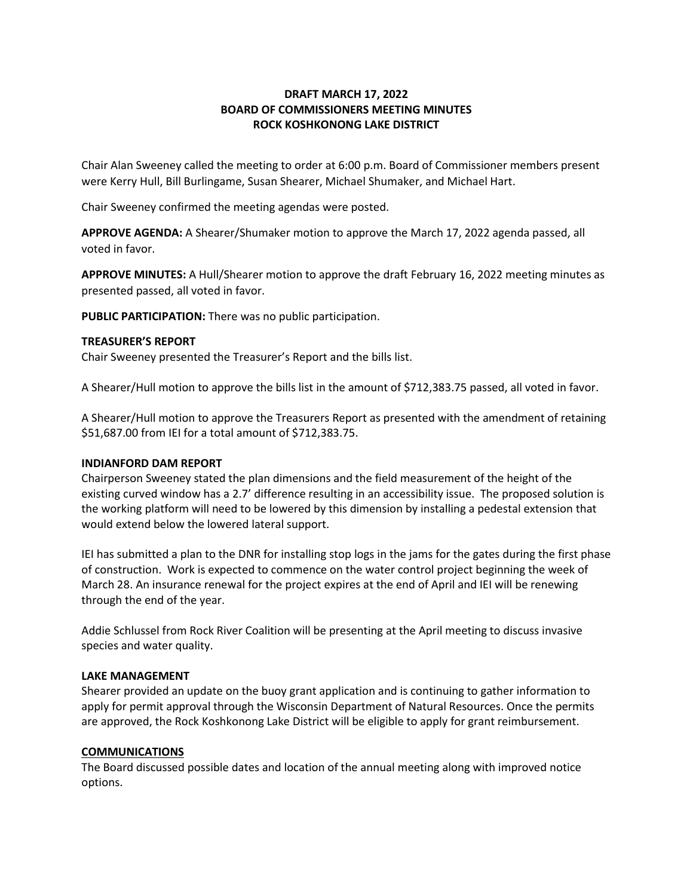**DRAFT MARCH 17, 2022**
**BOARD OF COMMISSIONERS MEETING MINUTES**
**ROCK KOSHKONONG LAKE DISTRICT**

Chair Alan Sweeney called the meeting to order at 6:00 p.m. Board of Commissioner members present were Kerry Hull, Bill Burlingame, Susan Shearer, Michael Shumaker, and Michael Hart.

Chair Sweeney confirmed the meeting agendas were posted.

**APPROVE AGENDA:** A Shearer/Shumaker motion to approve the March 17, 2022 agenda passed, all voted in favor.

**APPROVE MINUTES:** A Hull/Shearer motion to approve the draft February 16, 2022 meeting minutes as presented passed, all voted in favor.

**PUBLIC PARTICIPATION:** There was no public participation.

**TREASURER'S REPORT**

Chair Sweeney presented the Treasurer's Report and the bills list.

A Shearer/Hull motion to approve the bills list in the amount of $712,383.75 passed, all voted in favor.

A Shearer/Hull motion to approve the Treasurers Report as presented with the amendment of retaining $51,687.00 from IEI for a total amount of $712,383.75.

**INDIANFORD DAM REPORT**

Chairperson Sweeney stated the plan dimensions and the field measurement of the height of the existing curved window has a 2.7' difference resulting in an accessibility issue. The proposed solution is the working platform will need to be lowered by this dimension by installing a pedestal extension that would extend below the lowered lateral support.

IEI has submitted a plan to the DNR for installing stop logs in the jams for the gates during the first phase of construction. Work is expected to commence on the water control project beginning the week of March 28. An insurance renewal for the project expires at the end of April and IEI will be renewing through the end of the year.

Addie Schlussel from Rock River Coalition will be presenting at the April meeting to discuss invasive species and water quality.

**LAKE MANAGEMENT**

Shearer provided an update on the buoy grant application and is continuing to gather information to apply for permit approval through the Wisconsin Department of Natural Resources. Once the permits are approved, the Rock Koshkonong Lake District will be eligible to apply for grant reimbursement.

**COMMUNICATIONS**

The Board discussed possible dates and location of the annual meeting along with improved notice options.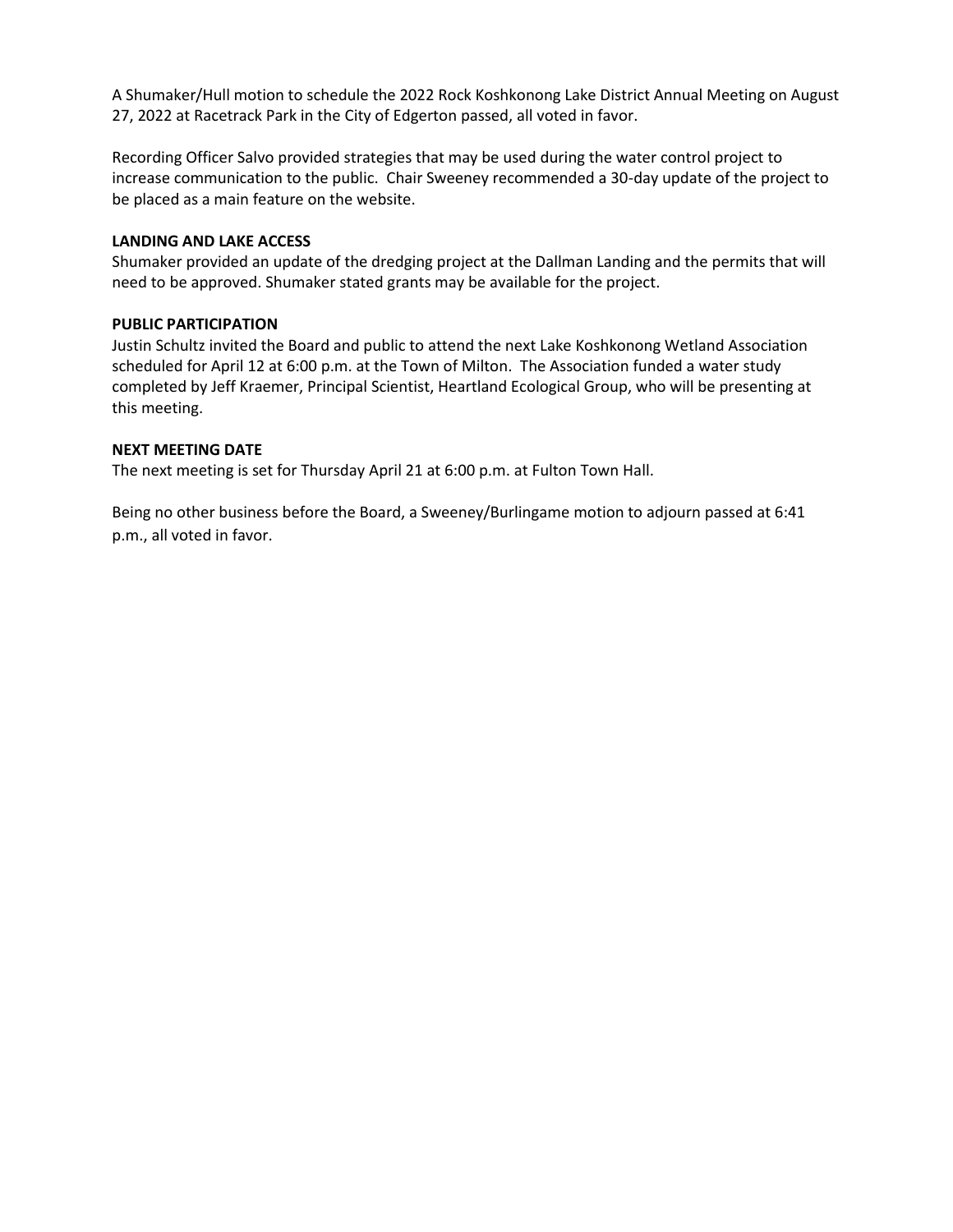A Shumaker/Hull motion to schedule the 2022 Rock Koshkonong Lake District Annual Meeting on August 27, 2022 at Racetrack Park in the City of Edgerton passed, all voted in favor.

Recording Officer Salvo provided strategies that may be used during the water control project to increase communication to the public. Chair Sweeney recommended a 30-day update of the project to be placed as a main feature on the website.

**LANDING AND LAKE ACCESS**

Shumaker provided an update of the dredging project at the Dallman Landing and the permits that will need to be approved. Shumaker stated grants may be available for the project.

**PUBLIC PARTICIPATION**

Justin Schultz invited the Board and public to attend the next Lake Koshkonong Wetland Association scheduled for April 12 at 6:00 p.m. at the Town of Milton. The Association funded a water study completed by Jeff Kraemer, Principal Scientist, Heartland Ecological Group, who will be presenting at this meeting.

**NEXT MEETING DATE**

The next meeting is set for Thursday April 21 at 6:00 p.m. at Fulton Town Hall.

Being no other business before the Board, a Sweeney/Burlingame motion to adjourn passed at 6:41 p.m., all voted in favor.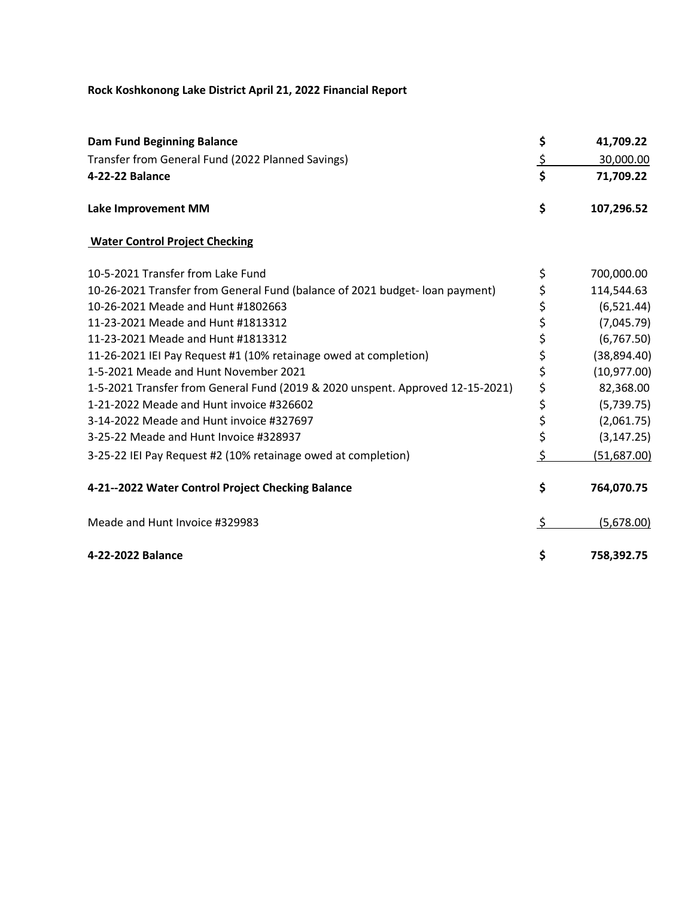**Rock Koshkonong Lake District April 21, 2022 Financial Report**

| | | |
|---|---|---|
| **Dam Fund Beginning Balance** | **$** | **41,709.22** |
| Transfer from General Fund (2022 Planned Savings) | $ | 30,000.00 |
| **4-22-22 Balance** | **$** | **71,709.22** |
| | | |
| **Lake Improvement MM** | **$** | **107,296.52** |

**Water Control Project Checking**

| | | |
|---|---|---|
| 10-5-2021 Transfer from Lake Fund | $ | 700,000.00 |
| 10-26-2021 Transfer from General Fund (balance of 2021 budget- loan payment) | $ | 114,544.63 |
| 10-26-2021 Meade and Hunt #1802663 | $ | (6,521.44) |
| 11-23-2021 Meade and Hunt #1813312 | $ | (7,045.79) |
| 11-23-2021 Meade and Hunt #1813312 | $ | (6,767.50) |
| 11-26-2021 IEI Pay Request #1 (10% retainage owed at completion) | $ | (38,894.40) |
| 1-5-2021 Meade and Hunt November 2021 | $ | (10,977.00) |
| 1-5-2021 Transfer from General Fund (2019 & 2020 unspent. Approved 12-15-2021) | $ | 82,368.00 |
| 1-21-2022 Meade and Hunt invoice #326602 | $ | (5,739.75) |
| 3-14-2022 Meade and Hunt invoice #327697 | $ | (2,061.75) |
| 3-25-22 Meade and Hunt Invoice #328937 | $ | (3,147.25) |
| 3-25-22 IEI Pay Request #2 (10% retainage owed at completion) | $ | (51,687.00) |
| | | |
| **4-21--2022 Water Control Project Checking Balance** | **$** | **764,070.75** |
| | | |
| Meade and Hunt Invoice #329983 | $ | (5,678.00) |
| | | |
| **4-22-2022 Balance** | **$** | **758,392.75** |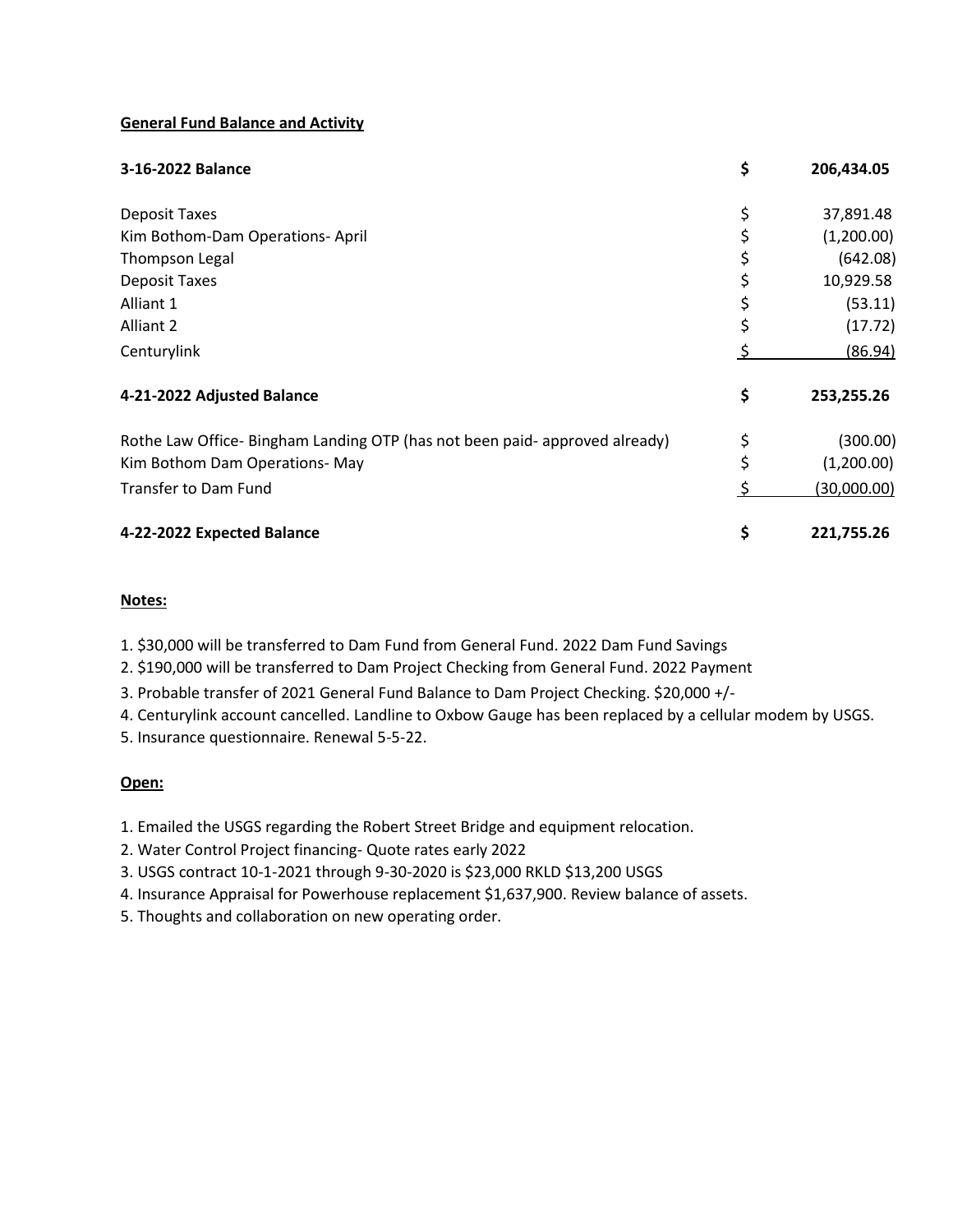**General Fund Balance and Activity**

| | | |
|---|---|---|
| **3-16-2022 Balance** | **$** | **206,434.05** |
| Deposit Taxes | $ | 37,891.48 |
| Kim Bothom-Dam Operations- April | $ | (1,200.00) |
| Thompson Legal | $ | (642.08) |
| Deposit Taxes | $ | 10,929.58 |
| Alliant 1 | $ | (53.11) |
| Alliant 2 | $ | (17.72) |
| Centurylink | $ | (86.94) |
| **4-21-2022 Adjusted Balance** | **$** | **253,255.26** |
| Rothe Law Office- Bingham Landing OTP (has not been paid- approved already) | $ | (300.00) |
| Kim Bothom Dam Operations- May | $ | (1,200.00) |
| Transfer to Dam Fund | $ | (30,000.00) |
| **4-22-2022 Expected Balance** | **$** | **221,755.26** |

**Notes:**

1. $30,000 will be transferred to Dam Fund from General Fund. 2022 Dam Fund Savings
2. $190,000 will be transferred to Dam Project Checking from General Fund. 2022 Payment
3. Probable transfer of 2021 General Fund Balance to Dam Project Checking. $20,000 +/-
4. Centurylink account cancelled. Landline to Oxbow Gauge has been replaced by a cellular modem by USGS.
5. Insurance questionnaire. Renewal 5-5-22.

**Open:**

1. Emailed the USGS regarding the Robert Street Bridge and equipment relocation.
2. Water Control Project financing- Quote rates early 2022
3. USGS contract 10-1-2021 through 9-30-2020 is $23,000 RKLD $13,200 USGS
4. Insurance Appraisal for Powerhouse replacement $1,637,900. Review balance of assets.
5. Thoughts and collaboration on new operating order.